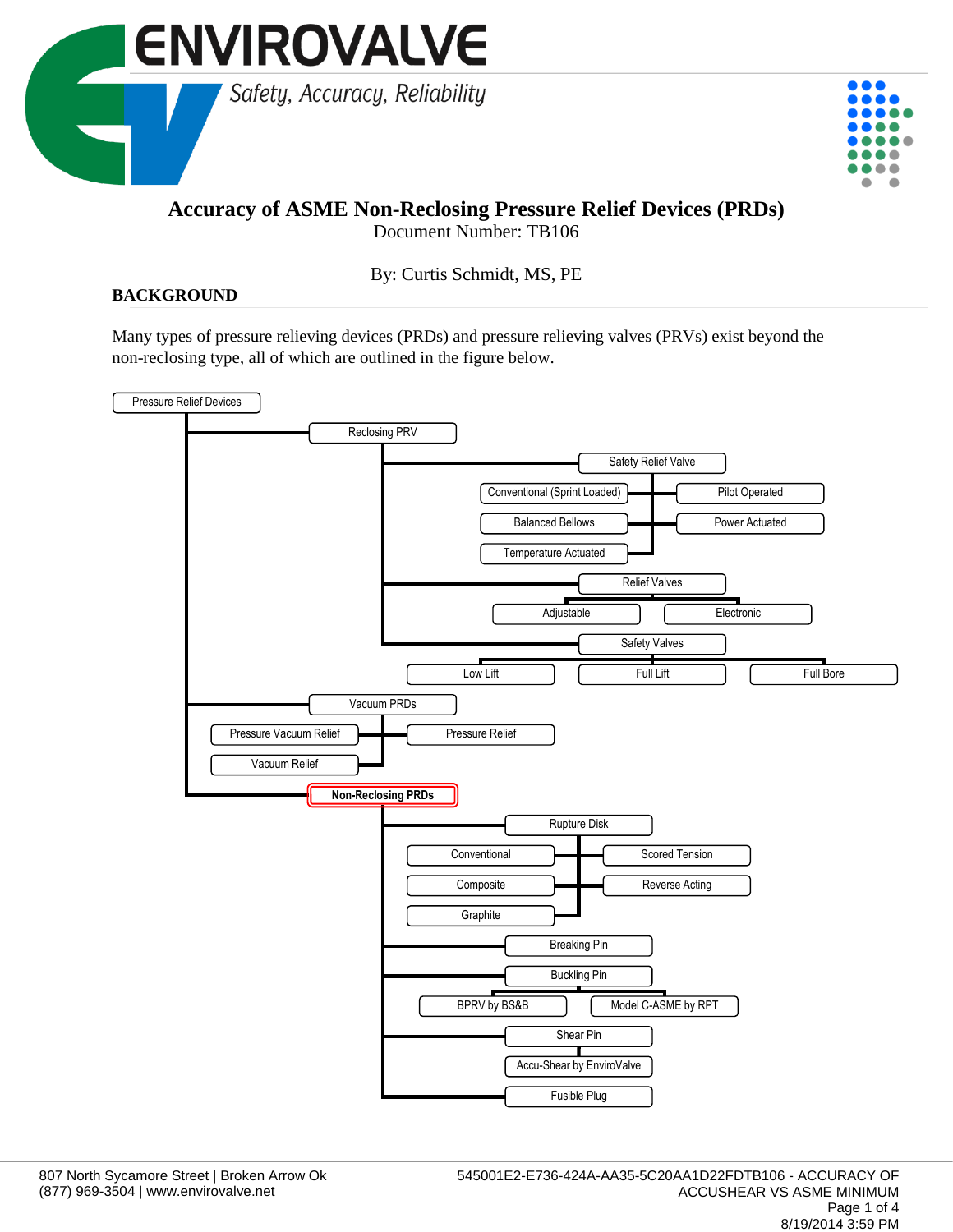# Accuracy of ASME Non-Reclosing Pressure Relief Devices (PRDs)

Document Number: TB106

By: Curtis Schmidt, MS, PE

## BACKGROUND

Many types of pressure relieving devices (PRDs) and pressure relieving valves (PRVs) exist beyond the non-reclosing type, all of which are outlined in the figure below.

- Pressure Relief Devices
  - Reclosing PRV
    - Safety Relief Valve
      - Conventional (Sprint Loaded)
      - Pilot Operated
      - Balanced Bellows
      - Power Actuated
      - Temperature Actuated
    - Relief Valves
      - Adjustable
      - Electronic
    - Safety Valves
      - Low Lift
      - Full Lift
      - Full Bore
  - Vacuum PRDs
    - Pressure Vacuum Relief
    - Pressure Relief
    - Vacuum Relief
  - **Non-Reclosing PRDs**
    - Rupture Disk
      - Conventional
      - Scored Tension
      - Composite
      - Reverse Acting
      - Graphite
    - Breaking Pin
    - Buckling Pin
      - BPRV by BS&B
      - Model C-ASME by RPT
    - Shear Pin
      - Accu-Shear by EnviroValve
    - Fusible Plug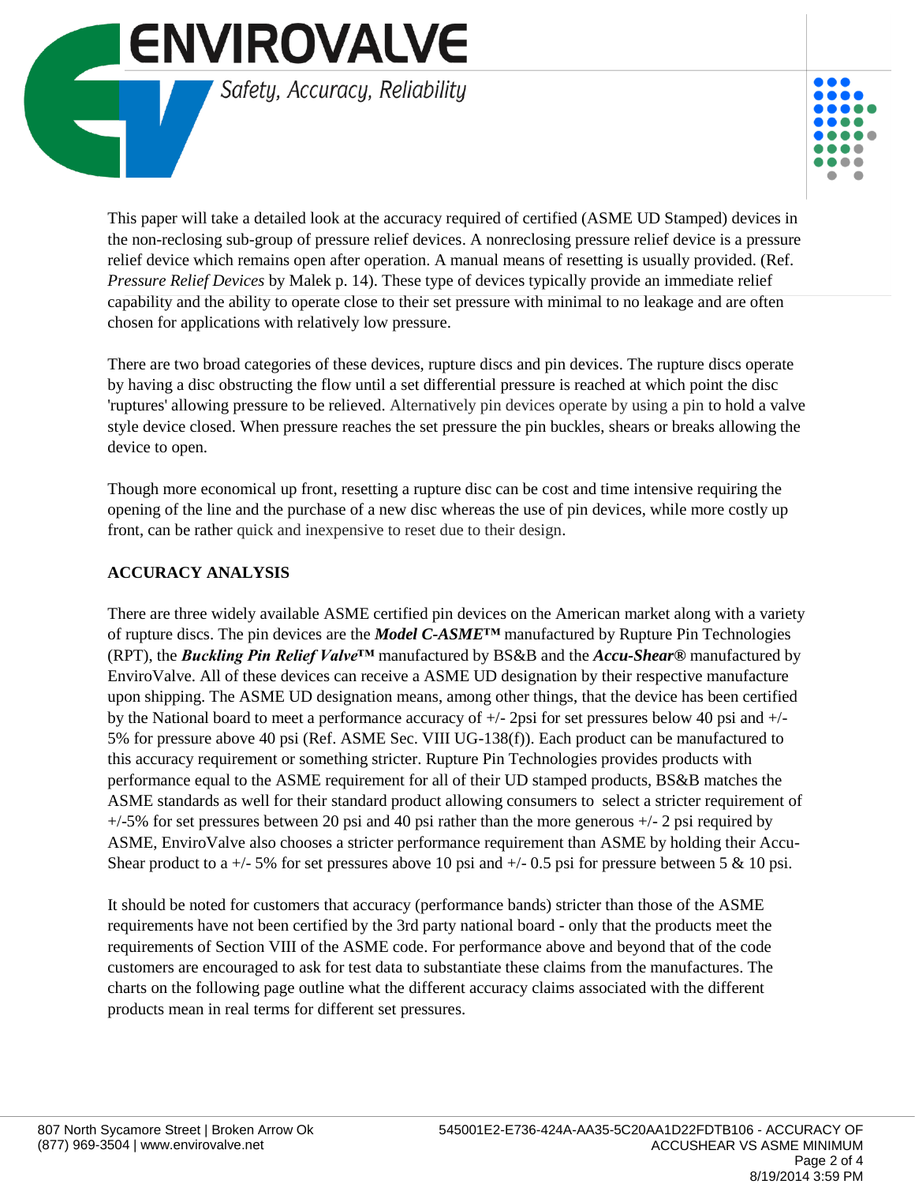This paper will take a detailed look at the accuracy required of certified (ASME UD Stamped) devices in the non-reclosing sub-group of pressure relief devices. A nonreclosing pressure relief device is a pressure relief device which remains open after operation. A manual means of resetting is usually provided. (Ref. *Pressure Relief Devices* by Malek p. 14). These type of devices typically provide an immediate relief capability and the ability to operate close to their set pressure with minimal to no leakage and are often chosen for applications with relatively low pressure.

There are two broad categories of these devices, rupture discs and pin devices. The rupture discs operate by having a disc obstructing the flow until a set differential pressure is reached at which point the disc 'ruptures' allowing pressure to be relieved. Alternatively pin devices operate by using a pin to hold a valve style device closed. When pressure reaches the set pressure the pin buckles, shears or breaks allowing the device to open.

Though more economical up front, resetting a rupture disc can be cost and time intensive requiring the opening of the line and the purchase of a new disc whereas the use of pin devices, while more costly up front, can be rather quick and inexpensive to reset due to their design.

**ACCURACY ANALYSIS**

There are three widely available ASME certified pin devices on the American market along with a variety of rupture discs. The pin devices are the ***Model C-ASME™*** manufactured by Rupture Pin Technologies (RPT), the ***Buckling Pin Relief Valve™*** manufactured by BS&B and the ***Accu-Shear®*** manufactured by EnviroValve. All of these devices can receive a ASME UD designation by their respective manufacture upon shipping. The ASME UD designation means, among other things, that the device has been certified by the National board to meet a performance accuracy of +/- 2psi for set pressures below 40 psi and +/- 5% for pressure above 40 psi (Ref. ASME Sec. VIII UG-138(f)). Each product can be manufactured to this accuracy requirement or something stricter. Rupture Pin Technologies provides products with performance equal to the ASME requirement for all of their UD stamped products, BS&B matches the ASME standards as well for their standard product allowing consumers to select a stricter requirement of +/-5% for set pressures between 20 psi and 40 psi rather than the more generous +/- 2 psi required by ASME, EnviroValve also chooses a stricter performance requirement than ASME by holding their Accu-Shear product to a +/- 5% for set pressures above 10 psi and +/- 0.5 psi for pressure between 5 & 10 psi.

It should be noted for customers that accuracy (performance bands) stricter than those of the ASME requirements have not been certified by the 3rd party national board - only that the products meet the requirements of Section VIII of the ASME code. For performance above and beyond that of the code customers are encouraged to ask for test data to substantiate these claims from the manufactures. The charts on the following page outline what the different accuracy claims associated with the different products mean in real terms for different set pressures.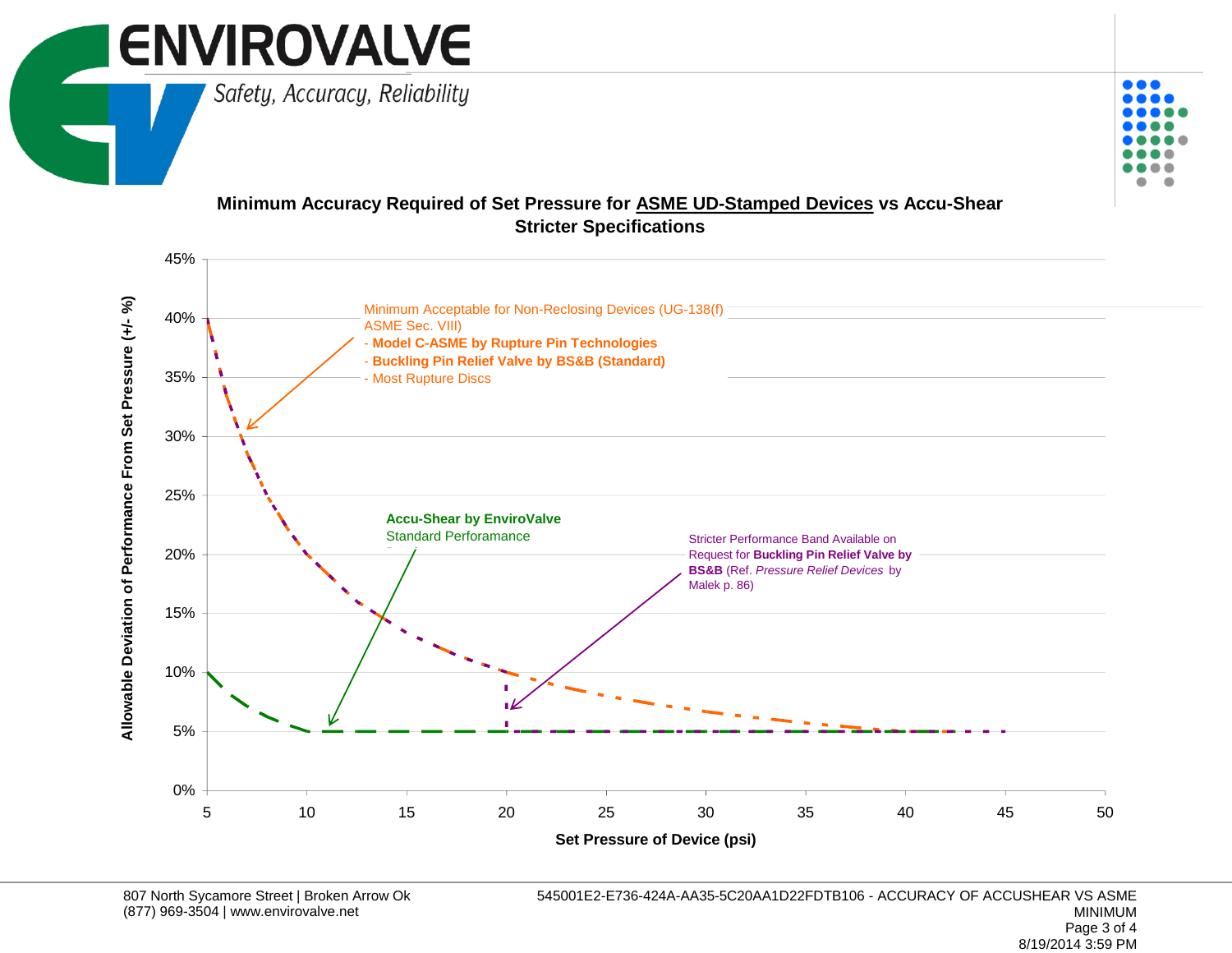## Minimum Accuracy Required of Set Pressure for ASME UD-Stamped Devices vs Accu-Shear Stricter Specifications

Minimum Acceptable for Non-Reclosing Devices (UG-138(f) ASME Sec. VIII)
- **Model C-ASME by Rupture Pin Technologies**
- **Buckling Pin Relief Valve by BS&B (Standard)**
- Most Rupture Discs

**Accu-Shear by EnviroValve**
Standard Perforamance

Stricter Performance Band Available on Request for **Buckling Pin Relief Valve by BS&B** (Ref. *Pressure Relief Devices* by Malek p. 86)

Allowable Deviation of Performance From Set Pressure (+/- %)

45%, 40%, 35%, 30%, 25%, 20%, 15%, 10%, 5%, 0%

Set Pressure of Device (psi)

5, 10, 15, 20, 25, 30, 35, 40, 45, 50

807 North Sycamore Street | Broken Arrow Ok
(877) 969-3504 | www.envirovalve.net

545001E2-E736-424A-AA35-5C20AA1D22FDTB106 - ACCURACY OF ACCUSHEAR VS ASME MINIMUM

8/19/2014 3:59 PM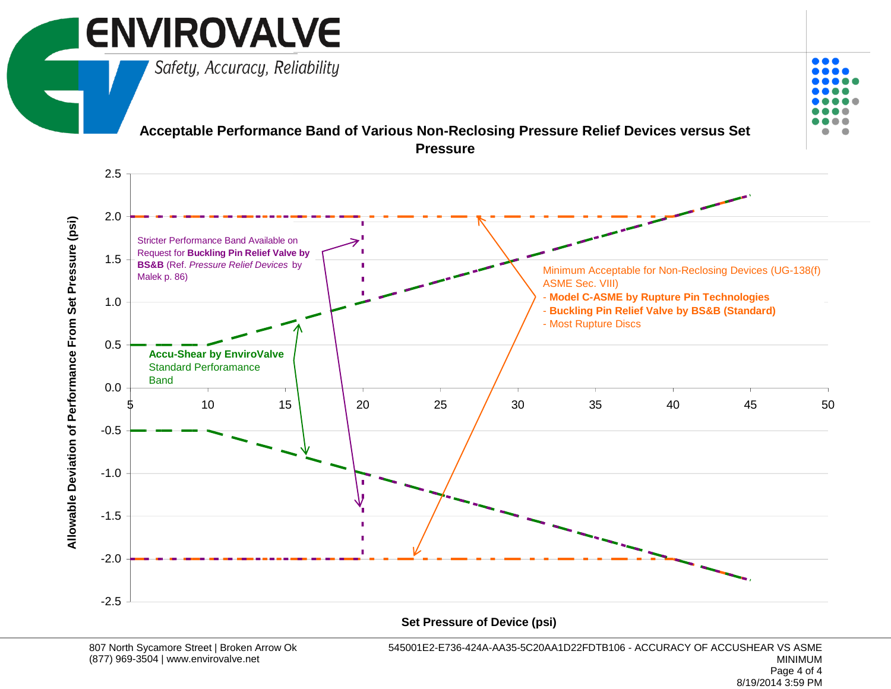ENVIROVALVE

Safety, Accuracy, Reliability

## Acceptable Performance Band of Various Non-Reclosing Pressure Relief Devices versus Set Pressure

Stricter Performance Band Available on Request for **Buckling Pin Relief Valve by BS&B** (Ref. *Pressure Relief Devices* by Malek p. 86)

Minimum Acceptable for Non-Reclosing Devices (UG-138(f) ASME Sec. VIII)
- **Model C-ASME by Rupture Pin Technologies**
- **Buckling Pin Relief Valve by BS&B (Standard)**
- Most Rupture Discs

**Accu-Shear by EnviroValve** Standard Perforamance Band

Allowable Deviation of Performance From Set Pressure (psi)

2.5
2.0
1.5
1.0
0.5
0.0
-0.5
-1.0
-1.5
-2.0
-2.5

5
10
15
20
25
30
35
40
45
50

**Set Pressure of Device (psi)**

807 North Sycamore Street | Broken Arrow Ok
(877) 969-3504 | www.envirovalve.net

545001E2-E736-424A-AA35-5C20AA1D22FDTB106 - ACCURACY OF ACCUSHEAR VS ASME MINIMUM

8/19/2014 3:59 PM